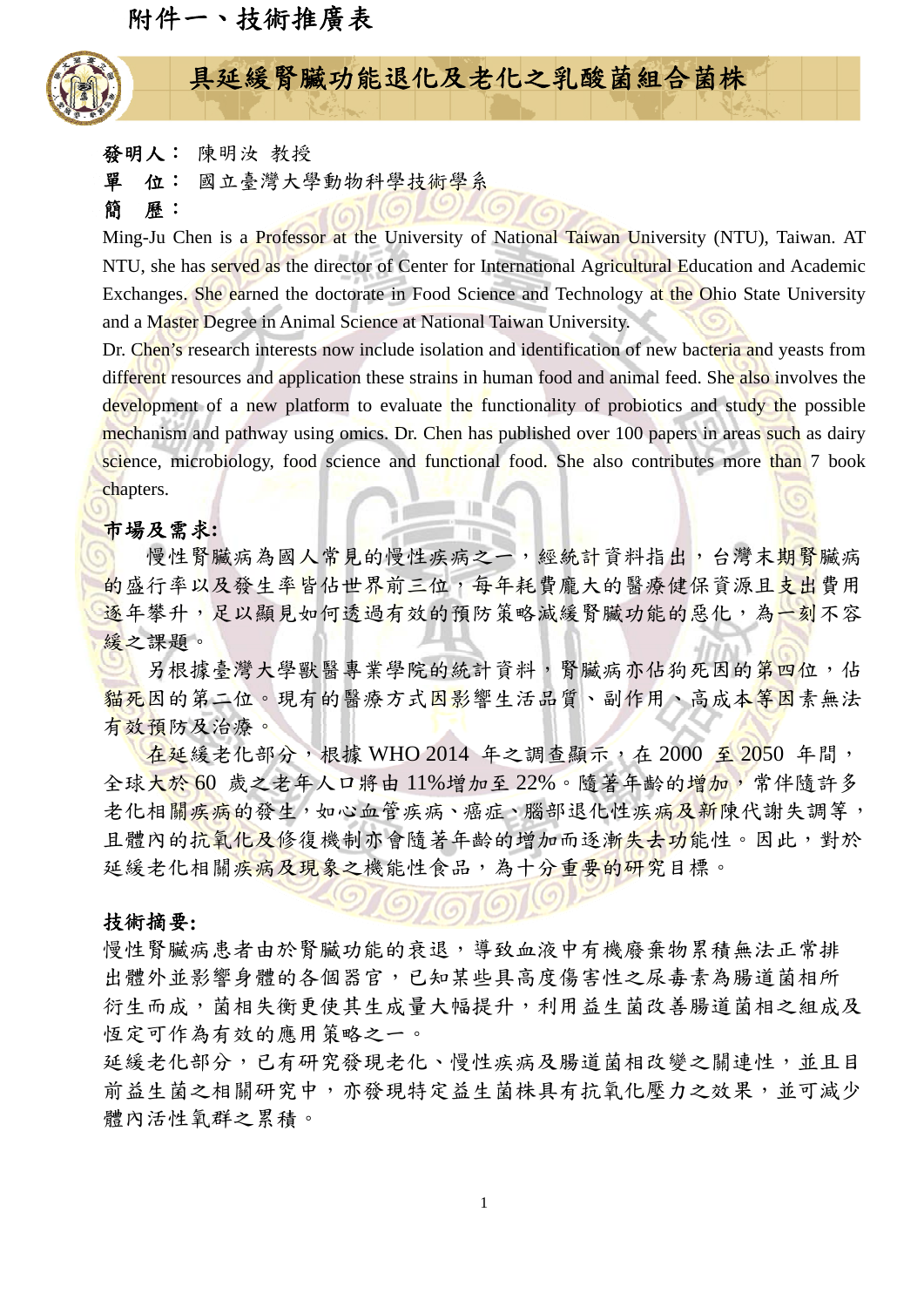附件一、技術推廣表

# 具延緩腎臟功能退化及老化之乳酸菌組合菌株

**發明人：** 陳明汝 教授

**單　位：** 國立臺灣大學動物科學技術學系

**簡　歷：**

Ming-Ju Chen is a Professor at the University of National Taiwan University (NTU), Taiwan. AT NTU, she has served as the director of Center for International Agricultural Education and Academic Exchanges. She earned the doctorate in Food Science and Technology at the Ohio State University and a Master Degree in Animal Science at National Taiwan University.

Dr. Chen's research interests now include isolation and identification of new bacteria and yeasts from different resources and application these strains in human food and animal feed. She also involves the development of a new platform to evaluate the functionality of probiotics and study the possible mechanism and pathway using omics. Dr. Chen has published over 100 papers in areas such as dairy science, microbiology, food science and functional food. She also contributes more than 7 book chapters.

## 市場及需求:

慢性腎臟病為國人常見的慢性疾病之一，經統計資料指出，台灣末期腎臟病的盛行率以及發生率皆佔世界前三位，每年耗費龐大的醫療健保資源且支出費用逐年攀升，足以顯見如何透過有效的預防策略減緩腎臟功能的惡化，為一刻不容緩之課題。

另根據臺灣大學獸醫專業學院的統計資料，腎臟病亦佔狗死因的第四位，佔貓死因的第二位。現有的醫療方式因影響生活品質、副作用、高成本等因素無法有效預防及治療。

在延緩老化部分，根據 WHO 2014 年之調查顯示，在 2000 至 2050 年間，全球大於 60 歲之老年人口將由 11%增加至 22%。隨著年齡的增加，常伴隨許多老化相關疾病的發生，如心血管疾病、癌症、腦部退化性疾病及新陳代謝失調等，且體內的抗氧化及修復機制亦會隨著年齡的增加而逐漸失去功能性。因此，對於延緩老化相關疾病及現象之機能性食品，為十分重要的研究目標。

## 技術摘要:

慢性腎臟病患者由於腎臟功能的衰退，導致血液中有機廢棄物累積無法正常排出體外並影響身體的各個器官，已知某些具高度傷害性之尿毒素為腸道菌相所衍生而成，菌相失衡更使其生成量大幅提升，利用益生菌改善腸道菌相之組成及恆定可作為有效的應用策略之一。

延緩老化部分，已有研究發現老化、慢性疾病及腸道菌相改變之關連性，並且目前益生菌之相關研究中，亦發現特定益生菌株具有抗氧化壓力之效果，並可減少體內活性氧群之累積。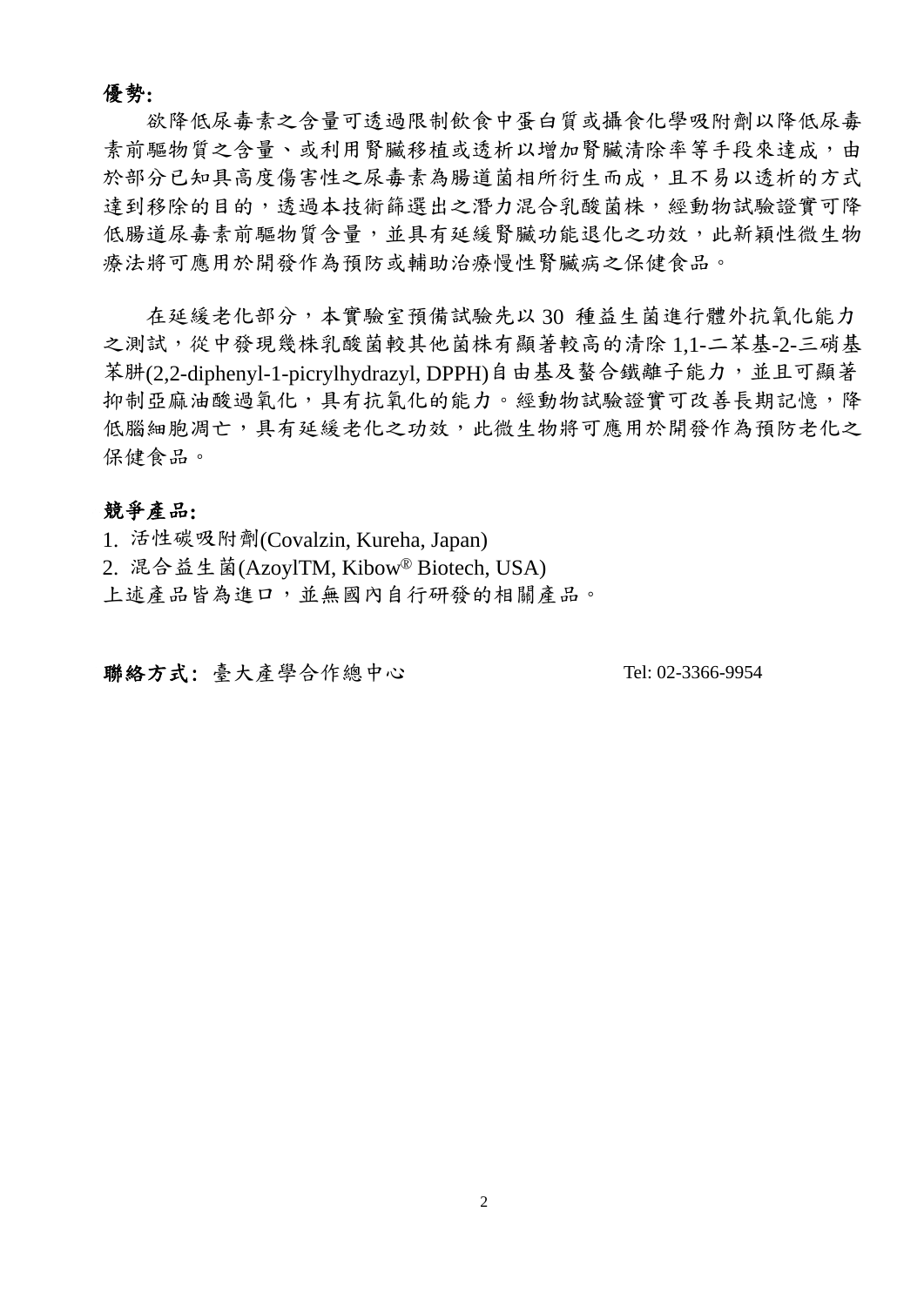**優勢:**

欲降低尿毒素之含量可透過限制飲食中蛋白質或攝食化學吸附劑以降低尿毒素前驅物質之含量、或利用腎臟移植或透析以增加腎臟清除率等手段來達成，由於部分已知具高度傷害性之尿毒素為腸道菌相所衍生而成，且不易以透析的方式達到移除的目的，透過本技術篩選出之潛力混合乳酸菌株，經動物試驗證實可降低腸道尿毒素前驅物質含量，並具有延緩腎臟功能退化之功效，此新穎性微生物療法將可應用於開發作為預防或輔助治療慢性腎臟病之保健食品。

在延緩老化部分，本實驗室預備試驗先以 30 種益生菌進行體外抗氧化能力之測試，從中發現幾株乳酸菌較其他菌株有顯著較高的清除 1,1-二苯基-2-三硝基苯肼(2,2-diphenyl-1-picrylhydrazyl, DPPH)自由基及螯合鐵離子能力，並且可顯著抑制亞麻油酸過氧化，具有抗氧化的能力。經動物試驗證實可改善長期記憶，降低腦細胞凋亡，具有延緩老化之功效，此微生物將可應用於開發作為預防老化之保健食品。

**競爭產品:**

1. 活性碳吸附劑(Covalzin, Kureha, Japan)
2. 混合益生菌(AzoylTM, Kibow® Biotech, USA)

上述產品皆為進口，並無國內自行研發的相關產品。

**聯絡方式:** 臺大產學合作總中心 Tel: 02-3366-9954